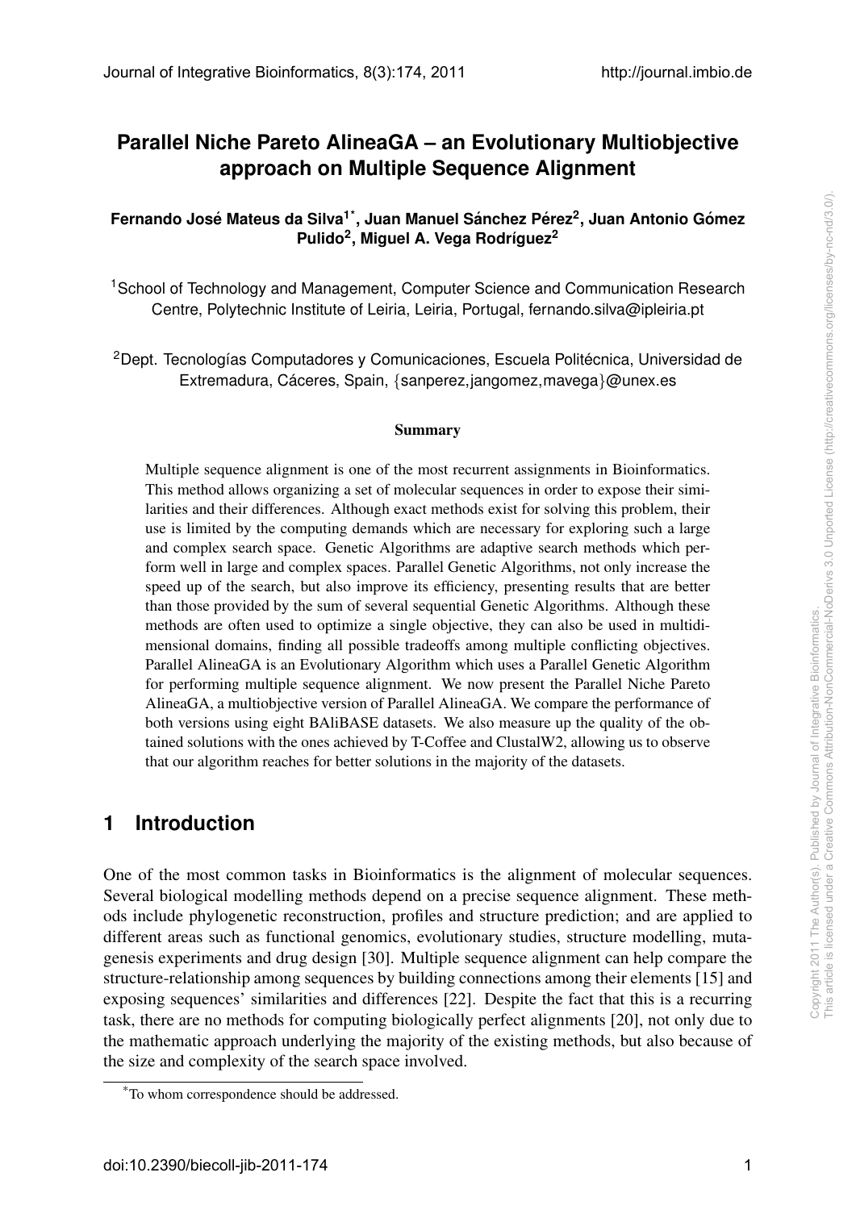# Parallel Niche Pareto AlineaGA – an Evolutionary Multiobjective approach on Multiple Sequence Alignment

**Fernando José Mateus da Silva[1*], Juan Manuel Sánchez Pérez[2], Juan Antonio Gómez Pulido[2], Miguel A. Vega Rodríguez[2]**

[1]School of Technology and Management, Computer Science and Communication Research Centre, Polytechnic Institute of Leiria, Leiria, Portugal, fernando.silva@ipleiria.pt

[2]Dept. Tecnologías Computadores y Comunicaciones, Escuela Politécnica, Universidad de Extremadura, Cáceres, Spain, {sanperez,jangomez,mavega}@unex.es

## Summary

Multiple sequence alignment is one of the most recurrent assignments in Bioinformatics. This method allows organizing a set of molecular sequences in order to expose their similarities and their differences. Although exact methods exist for solving this problem, their use is limited by the computing demands which are necessary for exploring such a large and complex search space. Genetic Algorithms are adaptive search methods which perform well in large and complex spaces. Parallel Genetic Algorithms, not only increase the speed up of the search, but also improve its efficiency, presenting results that are better than those provided by the sum of several sequential Genetic Algorithms. Although these methods are often used to optimize a single objective, they can also be used in multidimensional domains, finding all possible tradeoffs among multiple conflicting objectives. Parallel AlineaGA is an Evolutionary Algorithm which uses a Parallel Genetic Algorithm for performing multiple sequence alignment. We now present the Parallel Niche Pareto AlineaGA, a multiobjective version of Parallel AlineaGA. We compare the performance of both versions using eight BAliBASE datasets. We also measure up the quality of the obtained solutions with the ones achieved by T-Coffee and ClustalW2, allowing us to observe that our algorithm reaches for better solutions in the majority of the datasets.

## 1 Introduction

One of the most common tasks in Bioinformatics is the alignment of molecular sequences. Several biological modelling methods depend on a precise sequence alignment. These methods include phylogenetic reconstruction, profiles and structure prediction; and are applied to different areas such as functional genomics, evolutionary studies, structure modelling, mutagenesis experiments and drug design [30]. Multiple sequence alignment can help compare the structure-relationship among sequences by building connections among their elements [15] and exposing sequences' similarities and differences [22]. Despite the fact that this is a recurring task, there are no methods for computing biologically perfect alignments [20], not only due to the mathematic approach underlying the majority of the existing methods, but also because of the size and complexity of the search space involved.

*To whom correspondence should be addressed.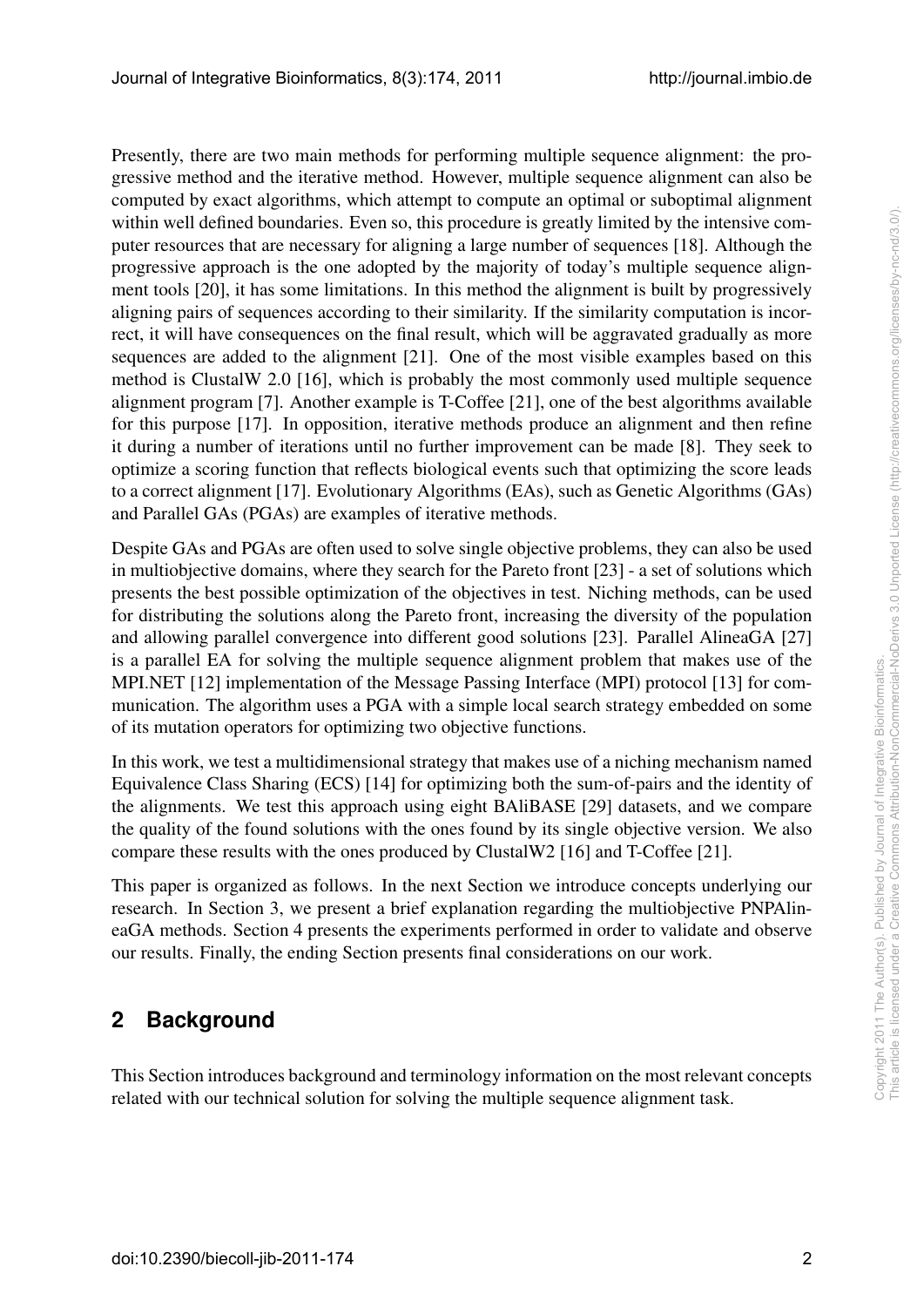Presently, there are two main methods for performing multiple sequence alignment: the progressive method and the iterative method. However, multiple sequence alignment can also be computed by exact algorithms, which attempt to compute an optimal or suboptimal alignment within well defined boundaries. Even so, this procedure is greatly limited by the intensive computer resources that are necessary for aligning a large number of sequences [18]. Although the progressive approach is the one adopted by the majority of today's multiple sequence alignment tools [20], it has some limitations. In this method the alignment is built by progressively aligning pairs of sequences according to their similarity. If the similarity computation is incorrect, it will have consequences on the final result, which will be aggravated gradually as more sequences are added to the alignment [21]. One of the most visible examples based on this method is ClustalW 2.0 [16], which is probably the most commonly used multiple sequence alignment program [7]. Another example is T-Coffee [21], one of the best algorithms available for this purpose [17]. In opposition, iterative methods produce an alignment and then refine it during a number of iterations until no further improvement can be made [8]. They seek to optimize a scoring function that reflects biological events such that optimizing the score leads to a correct alignment [17]. Evolutionary Algorithms (EAs), such as Genetic Algorithms (GAs) and Parallel GAs (PGAs) are examples of iterative methods.

Despite GAs and PGAs are often used to solve single objective problems, they can also be used in multiobjective domains, where they search for the Pareto front [23] - a set of solutions which presents the best possible optimization of the objectives in test. Niching methods, can be used for distributing the solutions along the Pareto front, increasing the diversity of the population and allowing parallel convergence into different good solutions [23]. Parallel AlineaGA [27] is a parallel EA for solving the multiple sequence alignment problem that makes use of the MPI.NET [12] implementation of the Message Passing Interface (MPI) protocol [13] for communication. The algorithm uses a PGA with a simple local search strategy embedded on some of its mutation operators for optimizing two objective functions.

In this work, we test a multidimensional strategy that makes use of a niching mechanism named Equivalence Class Sharing (ECS) [14] for optimizing both the sum-of-pairs and the identity of the alignments. We test this approach using eight BAliBASE [29] datasets, and we compare the quality of the found solutions with the ones found by its single objective version. We also compare these results with the ones produced by ClustalW2 [16] and T-Coffee [21].

This paper is organized as follows. In the next Section we introduce concepts underlying our research. In Section 3, we present a brief explanation regarding the multiobjective PNPAlineaGA methods. Section 4 presents the experiments performed in order to validate and observe our results. Finally, the ending Section presents final considerations on our work.

## 2 Background

This Section introduces background and terminology information on the most relevant concepts related with our technical solution for solving the multiple sequence alignment task.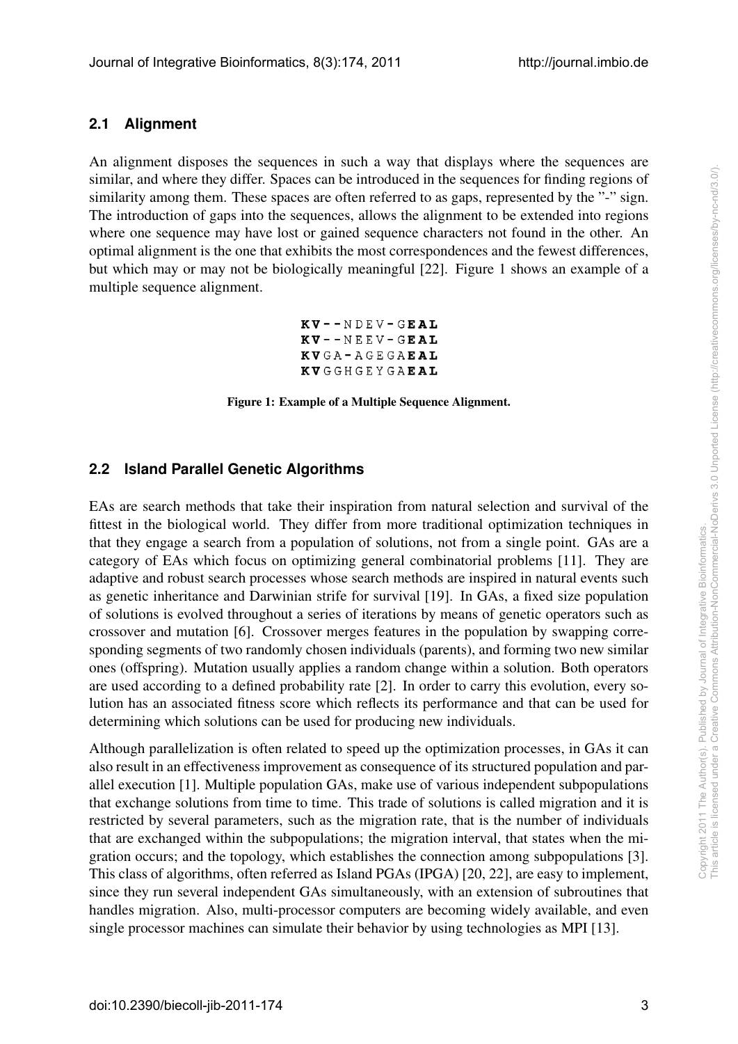## 2.1 Alignment

An alignment disposes the sequences in such a way that displays where the sequences are similar, and where they differ. Spaces can be introduced in the sequences for finding regions of similarity among them. These spaces are often referred to as gaps, represented by the "-" sign. The introduction of gaps into the sequences, allows the alignment to be extended into regions where one sequence may have lost or gained sequence characters not found in the other. An optimal alignment is the one that exhibits the most correspondences and the fewest differences, but which may or may not be biologically meaningful [22]. Figure 1 shows an example of a multiple sequence alignment.

```
KV--NDEV-GEAL
KV--NEEV-GEAL
KVGA-AGEGAEAL
KVGGHGEYGAEAL
```

**Figure 1: Example of a Multiple Sequence Alignment.**

## 2.2 Island Parallel Genetic Algorithms

EAs are search methods that take their inspiration from natural selection and survival of the fittest in the biological world. They differ from more traditional optimization techniques in that they engage a search from a population of solutions, not from a single point. GAs are a category of EAs which focus on optimizing general combinatorial problems [11]. They are adaptive and robust search processes whose search methods are inspired in natural events such as genetic inheritance and Darwinian strife for survival [19]. In GAs, a fixed size population of solutions is evolved throughout a series of iterations by means of genetic operators such as crossover and mutation [6]. Crossover merges features in the population by swapping corresponding segments of two randomly chosen individuals (parents), and forming two new similar ones (offspring). Mutation usually applies a random change within a solution. Both operators are used according to a defined probability rate [2]. In order to carry this evolution, every solution has an associated fitness score which reflects its performance and that can be used for determining which solutions can be used for producing new individuals.

Although parallelization is often related to speed up the optimization processes, in GAs it can also result in an effectiveness improvement as consequence of its structured population and parallel execution [1]. Multiple population GAs, make use of various independent subpopulations that exchange solutions from time to time. This trade of solutions is called migration and it is restricted by several parameters, such as the migration rate, that is the number of individuals that are exchanged within the subpopulations; the migration interval, that states when the migration occurs; and the topology, which establishes the connection among subpopulations [3]. This class of algorithms, often referred as Island PGAs (IPGA) [20, 22], are easy to implement, since they run several independent GAs simultaneously, with an extension of subroutines that handles migration. Also, multi-processor computers are becoming widely available, and even single processor machines can simulate their behavior by using technologies as MPI [13].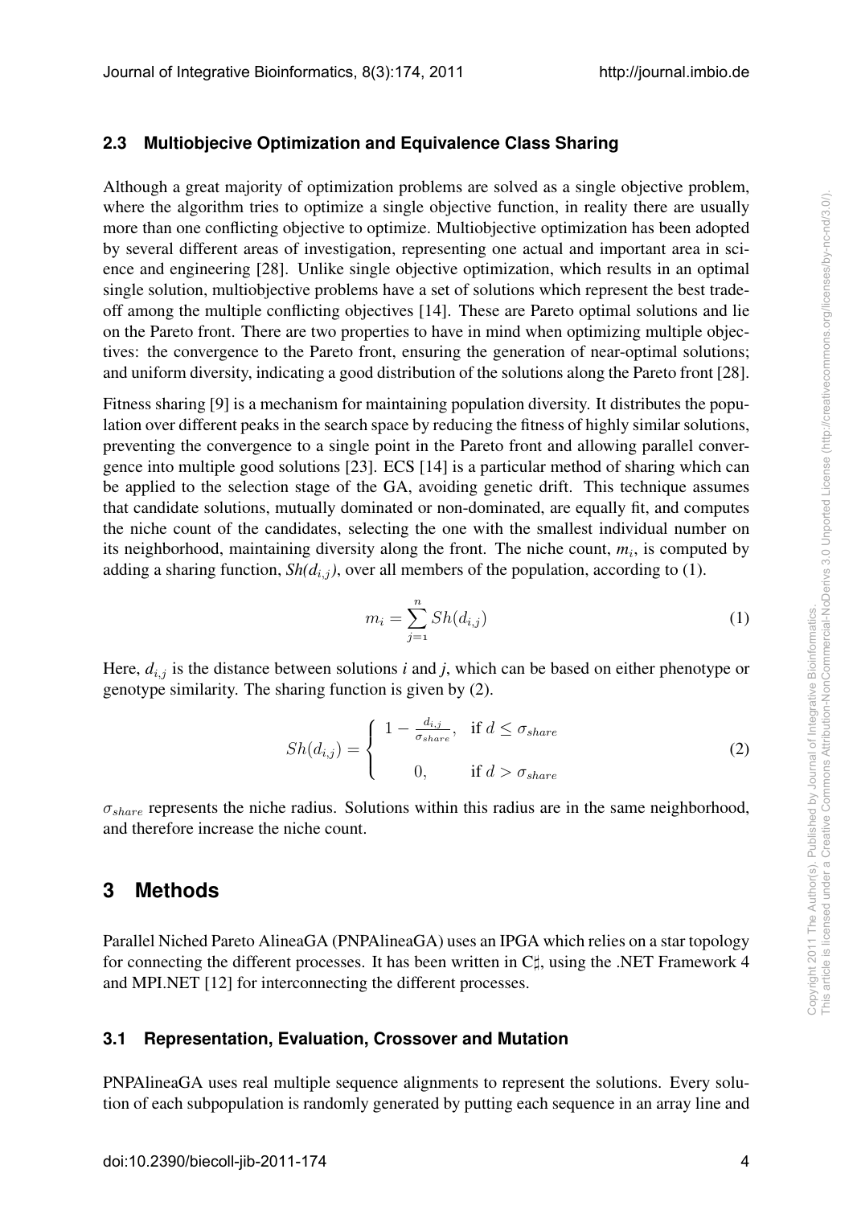### 2.3 Multiobjecive Optimization and Equivalence Class Sharing

Although a great majority of optimization problems are solved as a single objective problem, where the algorithm tries to optimize a single objective function, in reality there are usually more than one conflicting objective to optimize. Multiobjective optimization has been adopted by several different areas of investigation, representing one actual and important area in science and engineering [28]. Unlike single objective optimization, which results in an optimal single solution, multiobjective problems have a set of solutions which represent the best trade-off among the multiple conflicting objectives [14]. These are Pareto optimal solutions and lie on the Pareto front. There are two properties to have in mind when optimizing multiple objectives: the convergence to the Pareto front, ensuring the generation of near-optimal solutions; and uniform diversity, indicating a good distribution of the solutions along the Pareto front [28].

Fitness sharing [9] is a mechanism for maintaining population diversity. It distributes the population over different peaks in the search space by reducing the fitness of highly similar solutions, preventing the convergence to a single point in the Pareto front and allowing parallel convergence into multiple good solutions [23]. ECS [14] is a particular method of sharing which can be applied to the selection stage of the GA, avoiding genetic drift. This technique assumes that candidate solutions, mutually dominated or non-dominated, are equally fit, and computes the niche count of the candidates, selecting the one with the smallest individual number on its neighborhood, maintaining diversity along the front. The niche count, $m_i$, is computed by adding a sharing function, $Sh(d_{i,j})$, over all members of the population, according to (1).

$$m_i = \sum_{j=1}^{n} Sh(d_{i,j}) \tag{1}$$

Here, $d_{i,j}$ is the distance between solutions *i* and *j*, which can be based on either phenotype or genotype similarity. The sharing function is given by (2).

$$Sh(d_{i,j}) = \begin{cases} 1 - \frac{d_{i,j}}{\sigma_{share}}, & \text{if } d \le \sigma_{share} \\ 0, & \text{if } d > \sigma_{share} \end{cases} \tag{2}$$

$\sigma_{share}$ represents the niche radius. Solutions within this radius are in the same neighborhood, and therefore increase the niche count.

## 3 Methods

Parallel Niched Pareto AlineaGA (PNPAlineaGA) uses an IPGA which relies on a star topology for connecting the different processes. It has been written in C♯, using the .NET Framework 4 and MPI.NET [12] for interconnecting the different processes.

### 3.1 Representation, Evaluation, Crossover and Mutation

PNPAlineaGA uses real multiple sequence alignments to represent the solutions. Every solution of each subpopulation is randomly generated by putting each sequence in an array line and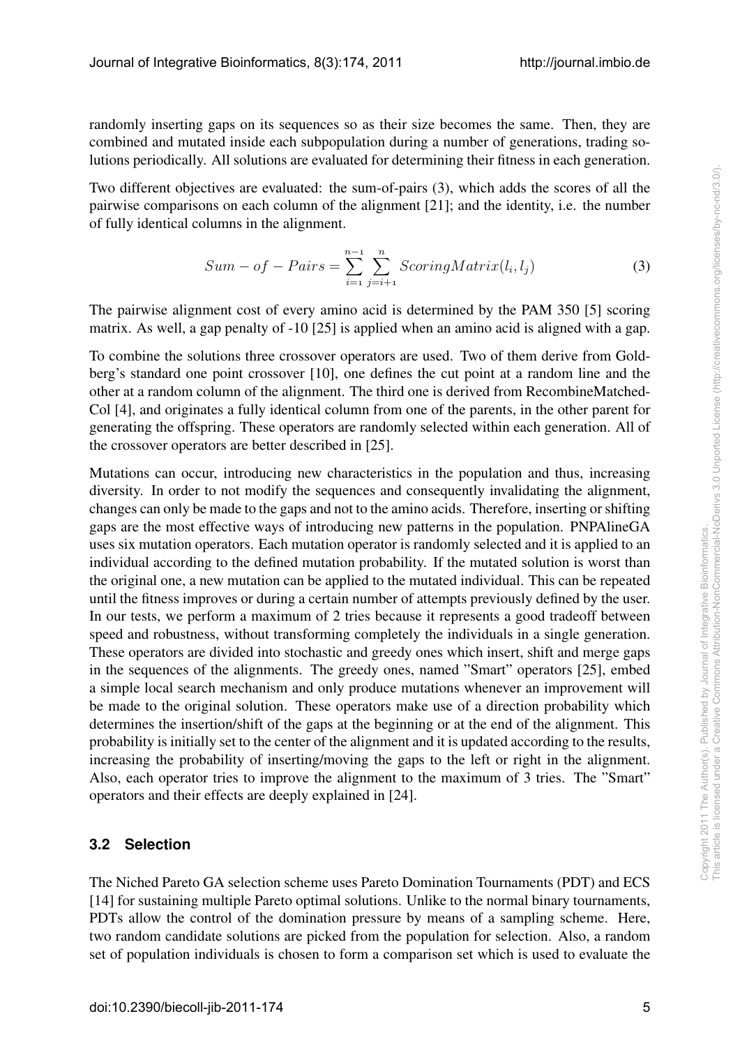randomly inserting gaps on its sequences so as their size becomes the same. Then, they are combined and mutated inside each subpopulation during a number of generations, trading solutions periodically. All solutions are evaluated for determining their fitness in each generation.

Two different objectives are evaluated: the sum-of-pairs (3), which adds the scores of all the pairwise comparisons on each column of the alignment [21]; and the identity, i.e. the number of fully identical columns in the alignment.

$$Sum-of-Pairs = \sum_{i=1}^{n-1} \sum_{j=i+1}^{n} ScoringMatrix(l_i, l_j) \tag{3}$$

The pairwise alignment cost of every amino acid is determined by the PAM 350 [5] scoring matrix. As well, a gap penalty of -10 [25] is applied when an amino acid is aligned with a gap.

To combine the solutions three crossover operators are used. Two of them derive from Goldberg's standard one point crossover [10], one defines the cut point at a random line and the other at a random column of the alignment. The third one is derived from RecombineMatchedCol [4], and originates a fully identical column from one of the parents, in the other parent for generating the offspring. These operators are randomly selected within each generation. All of the crossover operators are better described in [25].

Mutations can occur, introducing new characteristics in the population and thus, increasing diversity. In order to not modify the sequences and consequently invalidating the alignment, changes can only be made to the gaps and not to the amino acids. Therefore, inserting or shifting gaps are the most effective ways of introducing new patterns in the population. PNPAlineGA uses six mutation operators. Each mutation operator is randomly selected and it is applied to an individual according to the defined mutation probability. If the mutated solution is worst than the original one, a new mutation can be applied to the mutated individual. This can be repeated until the fitness improves or during a certain number of attempts previously defined by the user. In our tests, we perform a maximum of 2 tries because it represents a good tradeoff between speed and robustness, without transforming completely the individuals in a single generation. These operators are divided into stochastic and greedy ones which insert, shift and merge gaps in the sequences of the alignments. The greedy ones, named "Smart" operators [25], embed a simple local search mechanism and only produce mutations whenever an improvement will be made to the original solution. These operators make use of a direction probability which determines the insertion/shift of the gaps at the beginning or at the end of the alignment. This probability is initially set to the center of the alignment and it is updated according to the results, increasing the probability of inserting/moving the gaps to the left or right in the alignment. Also, each operator tries to improve the alignment to the maximum of 3 tries. The "Smart" operators and their effects are deeply explained in [24].

### 3.2 Selection

The Niched Pareto GA selection scheme uses Pareto Domination Tournaments (PDT) and ECS [14] for sustaining multiple Pareto optimal solutions. Unlike to the normal binary tournaments, PDTs allow the control of the domination pressure by means of a sampling scheme. Here, two random candidate solutions are picked from the population for selection. Also, a random set of population individuals is chosen to form a comparison set which is used to evaluate the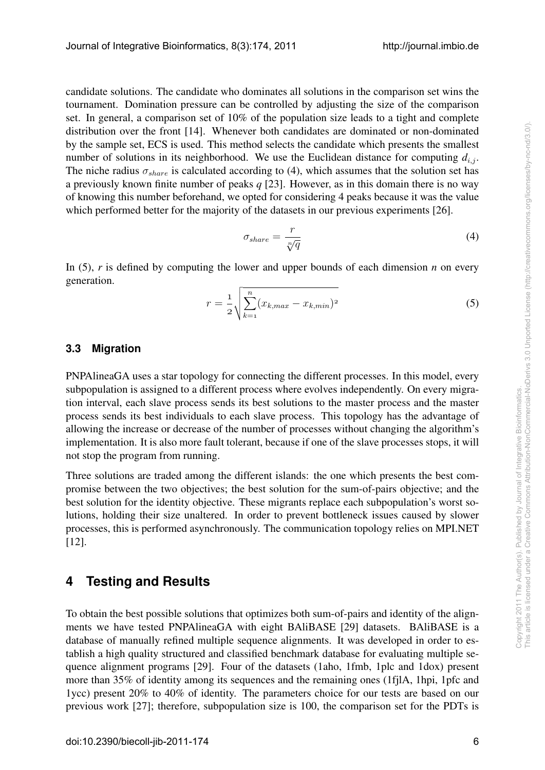candidate solutions. The candidate who dominates all solutions in the comparison set wins the tournament. Domination pressure can be controlled by adjusting the size of the comparison set. In general, a comparison set of 10% of the population size leads to a tight and complete distribution over the front [14]. Whenever both candidates are dominated or non-dominated by the sample set, ECS is used. This method selects the candidate which presents the smallest number of solutions in its neighborhood. We use the Euclidean distance for computing $d_{i,j}$. The niche radius $\sigma_{share}$ is calculated according to (4), which assumes that the solution set has a previously known finite number of peaks *q* [23]. However, as in this domain there is no way of knowing this number beforehand, we opted for considering 4 peaks because it was the value which performed better for the majority of the datasets in our previous experiments [26].

$$\sigma_{share} = \frac{r}{\sqrt[n]{q}} \tag{4}$$

In (5), *r* is defined by computing the lower and upper bounds of each dimension *n* on every generation.

$$r = \frac{1}{2}\sqrt{\sum_{k=1}^{n}(x_{k,max} - x_{k,min})^2} \tag{5}$$

### 3.3 Migration

PNPAlineaGA uses a star topology for connecting the different processes. In this model, every subpopulation is assigned to a different process where evolves independently. On every migration interval, each slave process sends its best solutions to the master process and the master process sends its best individuals to each slave process. This topology has the advantage of allowing the increase or decrease of the number of processes without changing the algorithm's implementation. It is also more fault tolerant, because if one of the slave processes stops, it will not stop the program from running.

Three solutions are traded among the different islands: the one which presents the best compromise between the two objectives; the best solution for the sum-of-pairs objective; and the best solution for the identity objective. These migrants replace each subpopulation's worst solutions, holding their size unaltered. In order to prevent bottleneck issues caused by slower processes, this is performed asynchronously. The communication topology relies on MPI.NET [12].

## 4 Testing and Results

To obtain the best possible solutions that optimizes both sum-of-pairs and identity of the alignments we have tested PNPAlineaGA with eight BAliBASE [29] datasets. BAliBASE is a database of manually refined multiple sequence alignments. It was developed in order to establish a high quality structured and classified benchmark database for evaluating multiple sequence alignment programs [29]. Four of the datasets (1aho, 1fmb, 1plc and 1dox) present more than 35% of identity among its sequences and the remaining ones (1fjlA, 1hpi, 1pfc and 1ycc) present 20% to 40% of identity. The parameters choice for our tests are based on our previous work [27]; therefore, subpopulation size is 100, the comparison set for the PDTs is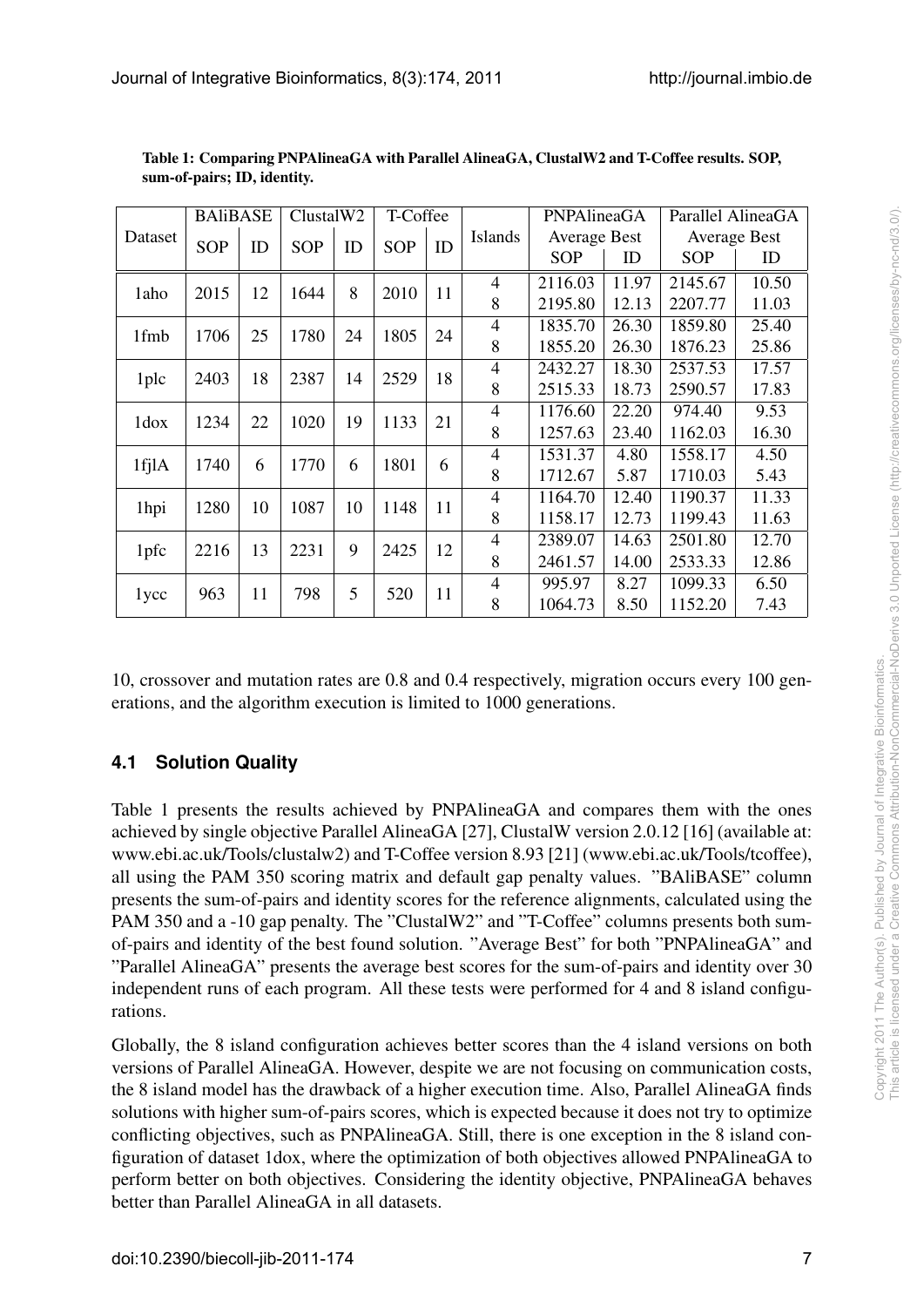**Table 1: Comparing PNPAlineaGA with Parallel AlineaGA, ClustalW2 and T-Coffee results. SOP, sum-of-pairs; ID, identity.**

| Dataset | BAliBASE | | ClustalW2 | | T-Coffee | | Islands | PNPAlineaGA Average Best | | Parallel AlineaGA Average Best | |
|---|---|---|---|---|---|---|---|---|---|---|---|
| | SOP | ID | SOP | ID | SOP | ID | | SOP | ID | SOP | ID |
| 1aho | 2015 | 12 | 1644 | 8 | 2010 | 11 | 4 | 2116.03 | 11.97 | 2145.67 | 10.50 |
| | | | | | | | 8 | 2195.80 | 12.13 | 2207.77 | 11.03 |
| 1fmb | 1706 | 25 | 1780 | 24 | 1805 | 24 | 4 | 1835.70 | 26.30 | 1859.80 | 25.40 |
| | | | | | | | 8 | 1855.20 | 26.30 | 1876.23 | 25.86 |
| 1plc | 2403 | 18 | 2387 | 14 | 2529 | 18 | 4 | 2432.27 | 18.30 | 2537.53 | 17.57 |
| | | | | | | | 8 | 2515.33 | 18.73 | 2590.57 | 17.83 |
| 1dox | 1234 | 22 | 1020 | 19 | 1133 | 21 | 4 | 1176.60 | 22.20 | 974.40 | 9.53 |
| | | | | | | | 8 | 1257.63 | 23.40 | 1162.03 | 16.30 |
| 1fjlA | 1740 | 6 | 1770 | 6 | 1801 | 6 | 4 | 1531.37 | 4.80 | 1558.17 | 4.50 |
| | | | | | | | 8 | 1712.67 | 5.87 | 1710.03 | 5.43 |
| 1hpi | 1280 | 10 | 1087 | 10 | 1148 | 11 | 4 | 1164.70 | 12.40 | 1190.37 | 11.33 |
| | | | | | | | 8 | 1158.17 | 12.73 | 1199.43 | 11.63 |
| 1pfc | 2216 | 13 | 2231 | 9 | 2425 | 12 | 4 | 2389.07 | 14.63 | 2501.80 | 12.70 |
| | | | | | | | 8 | 2461.57 | 14.00 | 2533.33 | 12.86 |
| 1ycc | 963 | 11 | 798 | 5 | 520 | 11 | 4 | 995.97 | 8.27 | 1099.33 | 6.50 |
| | | | | | | | 8 | 1064.73 | 8.50 | 1152.20 | 7.43 |

10, crossover and mutation rates are 0.8 and 0.4 respectively, migration occurs every 100 generations, and the algorithm execution is limited to 1000 generations.

### 4.1 Solution Quality

Table 1 presents the results achieved by PNPAlineaGA and compares them with the ones achieved by single objective Parallel AlineaGA [27], ClustalW version 2.0.12 [16] (available at: www.ebi.ac.uk/Tools/clustalw2) and T-Coffee version 8.93 [21] (www.ebi.ac.uk/Tools/tcoffee), all using the PAM 350 scoring matrix and default gap penalty values. "BAliBASE" column presents the sum-of-pairs and identity scores for the reference alignments, calculated using the PAM 350 and a -10 gap penalty. The "ClustalW2" and "T-Coffee" columns presents both sum-of-pairs and identity of the best found solution. "Average Best" for both "PNPAlineaGA" and "Parallel AlineaGA" presents the average best scores for the sum-of-pairs and identity over 30 independent runs of each program. All these tests were performed for 4 and 8 island configurations.

Globally, the 8 island configuration achieves better scores than the 4 island versions on both versions of Parallel AlineaGA. However, despite we are not focusing on communication costs, the 8 island model has the drawback of a higher execution time. Also, Parallel AlineaGA finds solutions with higher sum-of-pairs scores, which is expected because it does not try to optimize conflicting objectives, such as PNPAlineaGA. Still, there is one exception in the 8 island configuration of dataset 1dox, where the optimization of both objectives allowed PNPAlineaGA to perform better on both objectives. Considering the identity objective, PNPAlineaGA behaves better than Parallel AlineaGA in all datasets.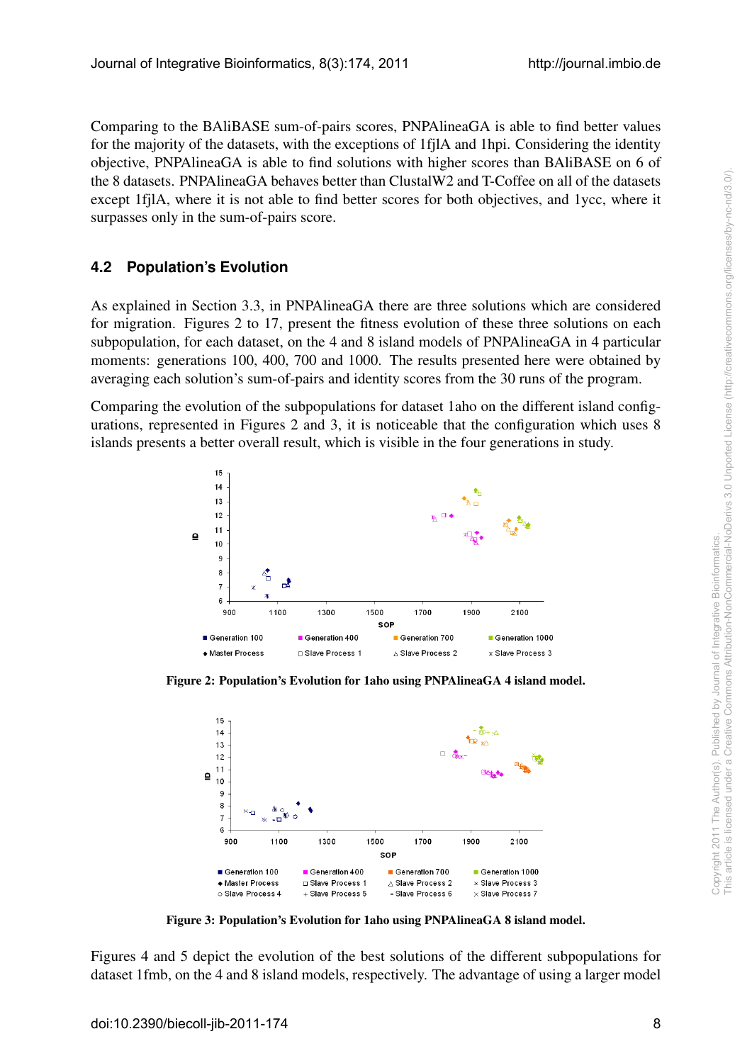Comparing to the BAliBASE sum-of-pairs scores, PNPAlineaGA is able to find better values for the majority of the datasets, with the exceptions of 1fjlA and 1hpi. Considering the identity objective, PNPAlineaGA is able to find solutions with higher scores than BAliBASE on 6 of the 8 datasets. PNPAlineaGA behaves better than ClustalW2 and T-Coffee on all of the datasets except 1fjlA, where it is not able to find better scores for both objectives, and 1ycc, where it surpasses only in the sum-of-pairs score.

### 4.2 Population's Evolution

As explained in Section 3.3, in PNPAlineaGA there are three solutions which are considered for migration. Figures 2 to 17, present the fitness evolution of these three solutions on each subpopulation, for each dataset, on the 4 and 8 island models of PNPAlineaGA in 4 particular moments: generations 100, 400, 700 and 1000. The results presented here were obtained by averaging each solution's sum-of-pairs and identity scores from the 30 runs of the program.

Comparing the evolution of the subpopulations for dataset 1aho on the different island configurations, represented in Figures 2 and 3, it is noticeable that the configuration which uses 8 islands presents a better overall result, which is visible in the four generations in study.

**Figure 2: Population's Evolution for 1aho using PNPAlineaGA 4 island model.**

**Figure 3: Population's Evolution for 1aho using PNPAlineaGA 8 island model.**

Figures 4 and 5 depict the evolution of the best solutions of the different subpopulations for dataset 1fmb, on the 4 and 8 island models, respectively. The advantage of using a larger model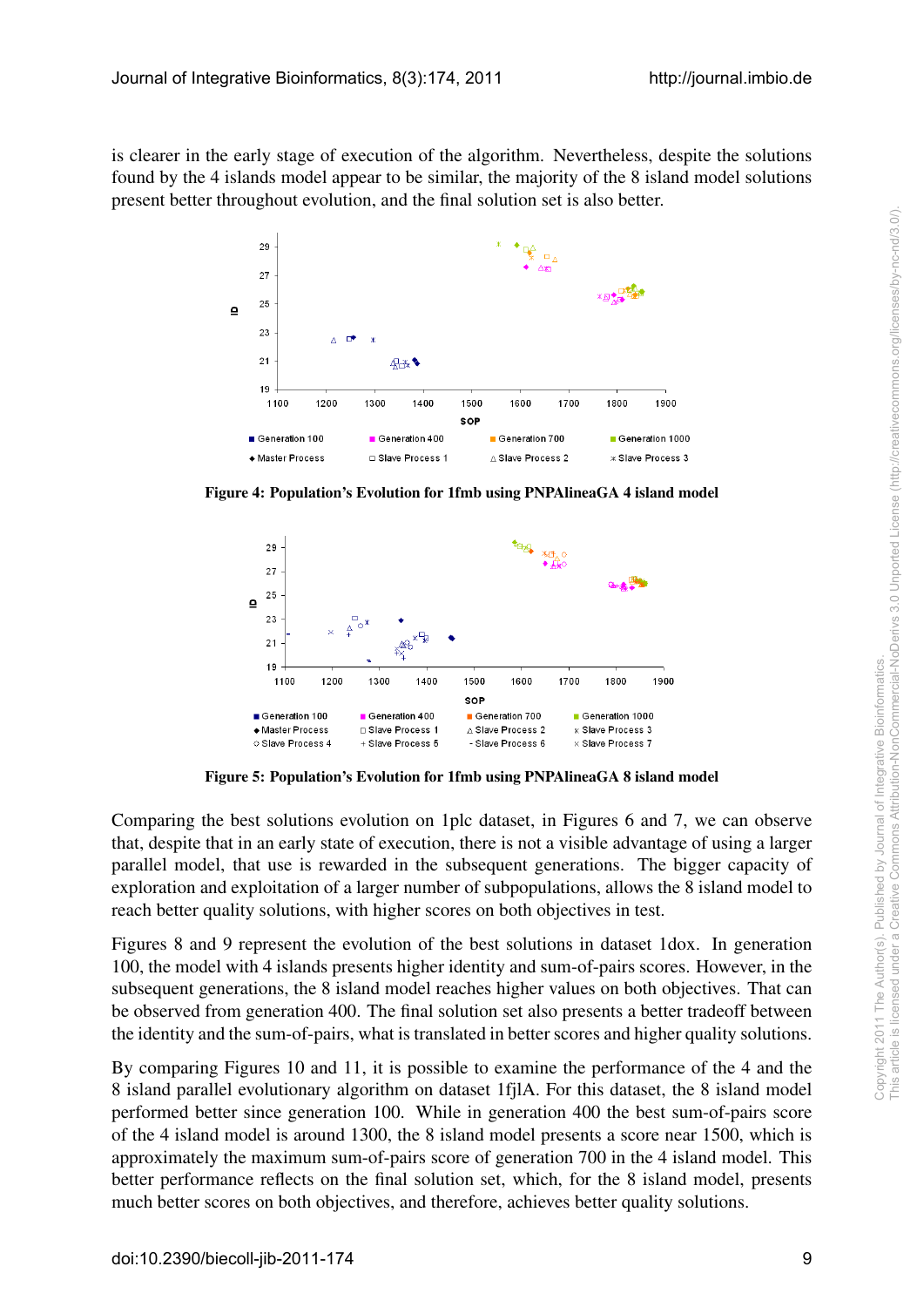is clearer in the early stage of execution of the algorithm. Nevertheless, despite the solutions found by the 4 islands model appear to be similar, the majority of the 8 island model solutions present better throughout evolution, and the final solution set is also better.

**Figure 4: Population's Evolution for 1fmb using PNPAlineaGA 4 island model**

**Figure 5: Population's Evolution for 1fmb using PNPAlineaGA 8 island model**

Comparing the best solutions evolution on 1plc dataset, in Figures 6 and 7, we can observe that, despite that in an early state of execution, there is not a visible advantage of using a larger parallel model, that use is rewarded in the subsequent generations. The bigger capacity of exploration and exploitation of a larger number of subpopulations, allows the 8 island model to reach better quality solutions, with higher scores on both objectives in test.

Figures 8 and 9 represent the evolution of the best solutions in dataset 1dox. In generation 100, the model with 4 islands presents higher identity and sum-of-pairs scores. However, in the subsequent generations, the 8 island model reaches higher values on both objectives. That can be observed from generation 400. The final solution set also presents a better tradeoff between the identity and the sum-of-pairs, what is translated in better scores and higher quality solutions.

By comparing Figures 10 and 11, it is possible to examine the performance of the 4 and the 8 island parallel evolutionary algorithm on dataset 1fjlA. For this dataset, the 8 island model performed better since generation 100. While in generation 400 the best sum-of-pairs score of the 4 island model is around 1300, the 8 island model presents a score near 1500, which is approximately the maximum sum-of-pairs score of generation 700 in the 4 island model. This better performance reflects on the final solution set, which, for the 8 island model, presents much better scores on both objectives, and therefore, achieves better quality solutions.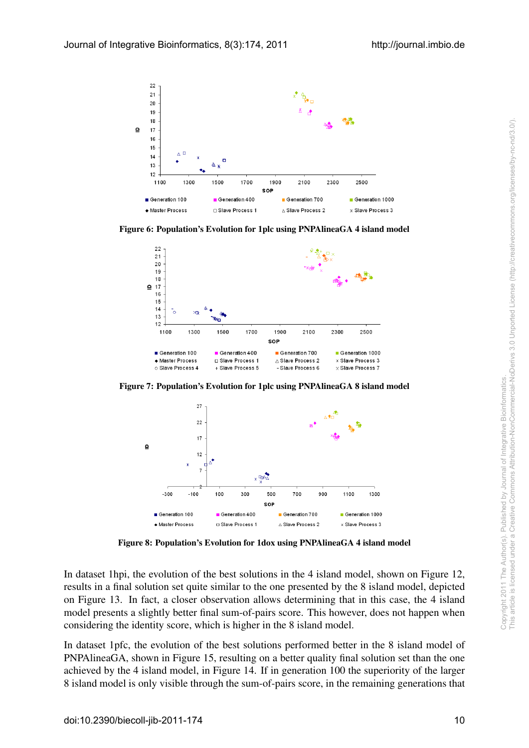Figure 6: Population's Evolution for 1plc using PNPAlineaGA 4 island model

Figure 7: Population's Evolution for 1plc using PNPAlineaGA 8 island model

Figure 8: Population's Evolution for 1dox using PNPAlineaGA 4 island model

In dataset 1hpi, the evolution of the best solutions in the 4 island model, shown on Figure 12, results in a final solution set quite similar to the one presented by the 8 island model, depicted on Figure 13. In fact, a closer observation allows determining that in this case, the 4 island model presents a slightly better final sum-of-pairs score. This however, does not happen when considering the identity score, which is higher in the 8 island model.

In dataset 1pfc, the evolution of the best solutions performed better in the 8 island model of PNPAlineaGA, shown in Figure 15, resulting on a better quality final solution set than the one achieved by the 4 island model, in Figure 14. If in generation 100 the superiority of the larger 8 island model is only visible through the sum-of-pairs score, in the remaining generations that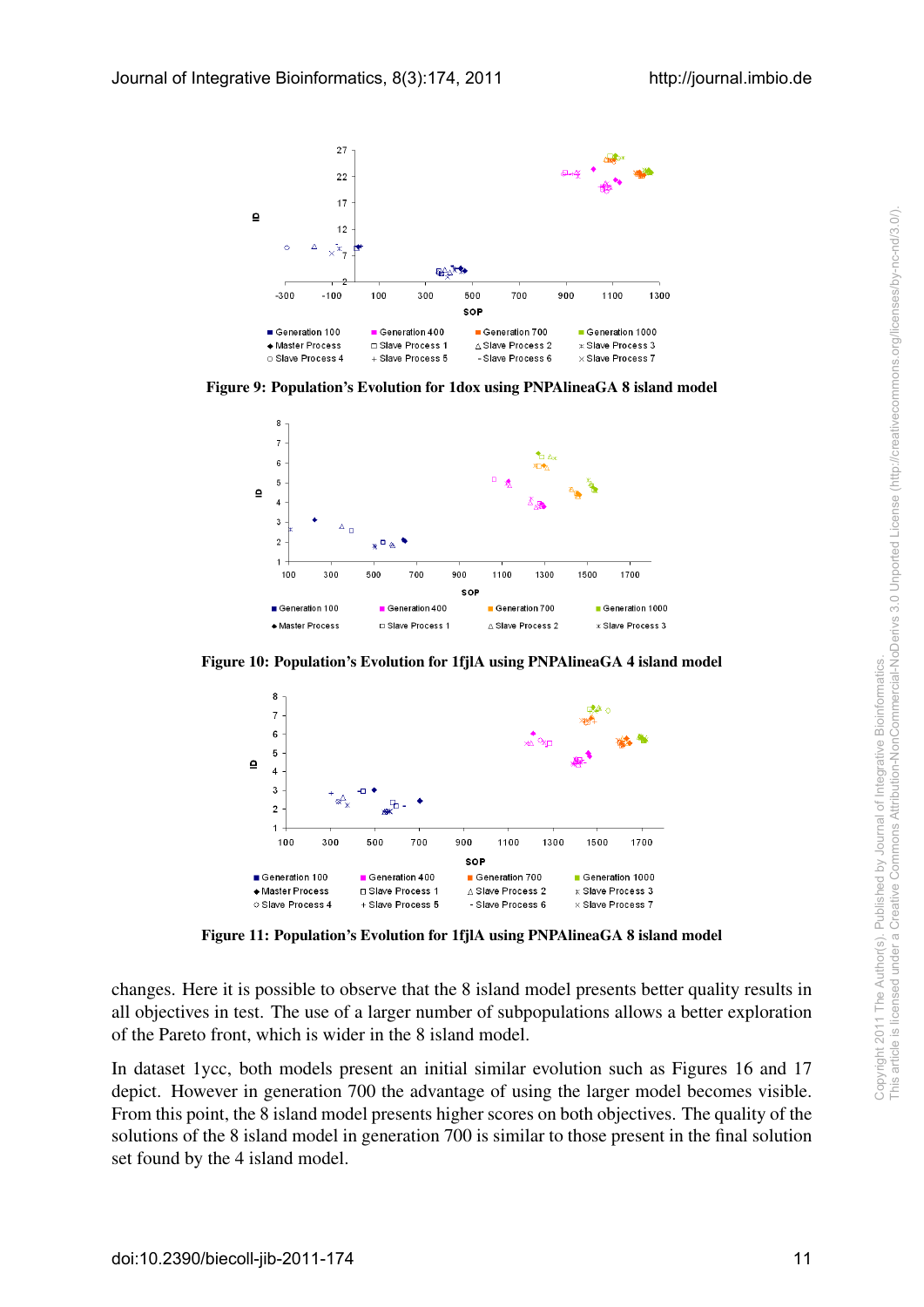Figure 9: Population's Evolution for 1dox using PNPAlineaGA 8 island model

Figure 10: Population's Evolution for 1fjlA using PNPAlineaGA 4 island model

Figure 11: Population's Evolution for 1fjlA using PNPAlineaGA 8 island model

changes. Here it is possible to observe that the 8 island model presents better quality results in all objectives in test. The use of a larger number of subpopulations allows a better exploration of the Pareto front, which is wider in the 8 island model.

In dataset 1ycc, both models present an initial similar evolution such as Figures 16 and 17 depict. However in generation 700 the advantage of using the larger model becomes visible. From this point, the 8 island model presents higher scores on both objectives. The quality of the solutions of the 8 island model in generation 700 is similar to those present in the final solution set found by the 4 island model.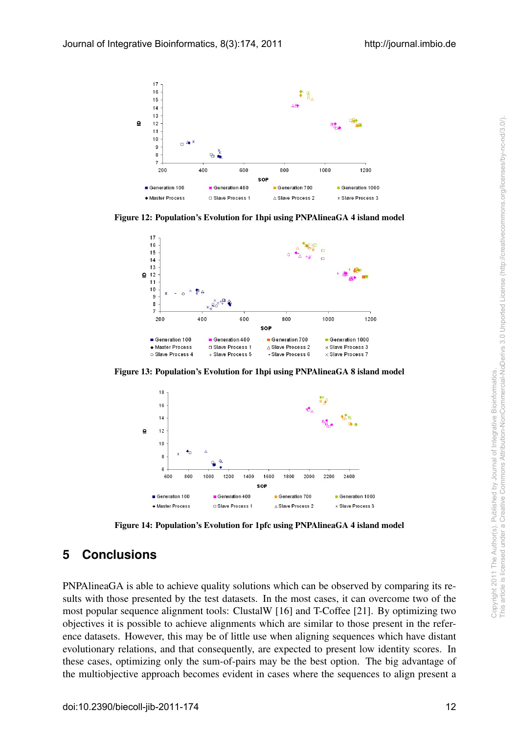Figure 12: Population's Evolution for 1hpi using PNPAlineaGA 4 island model

Figure 13: Population's Evolution for 1hpi using PNPAlineaGA 8 island model

Figure 14: Population's Evolution for 1pfc using PNPAlineaGA 4 island model

## 5 Conclusions

PNPAlineaGA is able to achieve quality solutions which can be observed by comparing its results with those presented by the test datasets. In the most cases, it can overcome two of the most popular sequence alignment tools: ClustalW [16] and T-Coffee [21]. By optimizing two objectives it is possible to achieve alignments which are similar to those present in the reference datasets. However, this may be of little use when aligning sequences which have distant evolutionary relations, and that consequently, are expected to present low identity scores. In these cases, optimizing only the sum-of-pairs may be the best option. The big advantage of the multiobjective approach becomes evident in cases where the sequences to align present a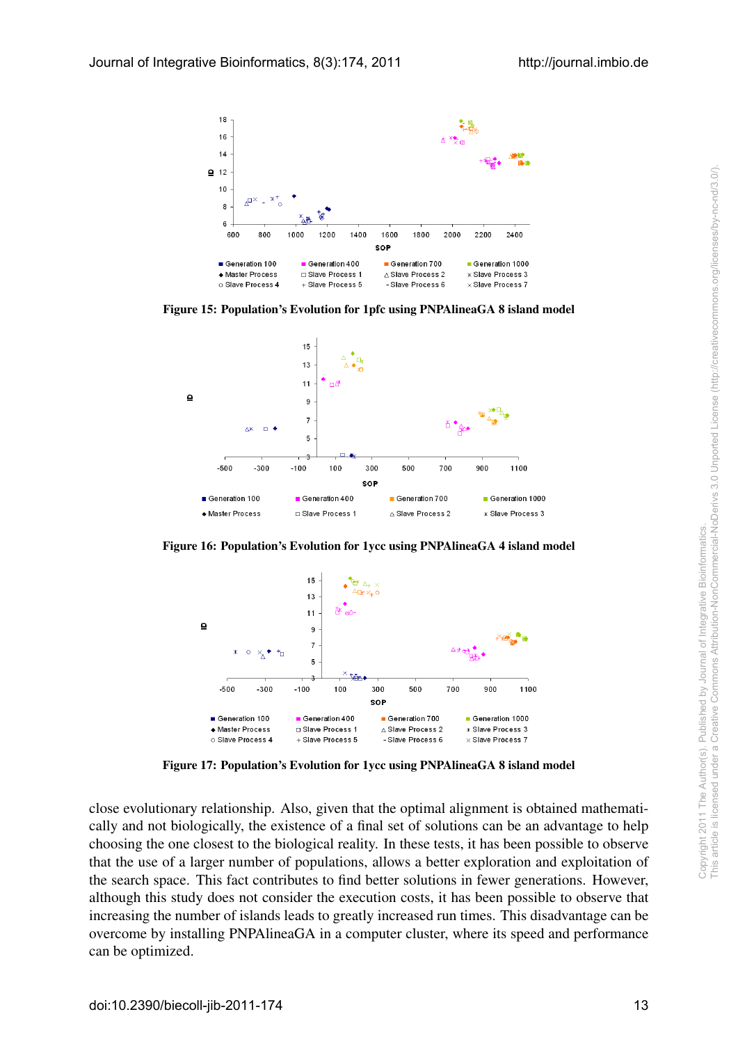Figure 15: Population's Evolution for 1pfc using PNPAlineaGA 8 island model

Figure 16: Population's Evolution for 1ycc using PNPAlineaGA 4 island model

Figure 17: Population's Evolution for 1ycc using PNPAlineaGA 8 island model

close evolutionary relationship. Also, given that the optimal alignment is obtained mathematically and not biologically, the existence of a final set of solutions can be an advantage to help choosing the one closest to the biological reality. In these tests, it has been possible to observe that the use of a larger number of populations, allows a better exploration and exploitation of the search space. This fact contributes to find better solutions in fewer generations. However, although this study does not consider the execution costs, it has been possible to observe that increasing the number of islands leads to greatly increased run times. This disadvantage can be overcome by installing PNPAlineaGA in a computer cluster, where its speed and performance can be optimized.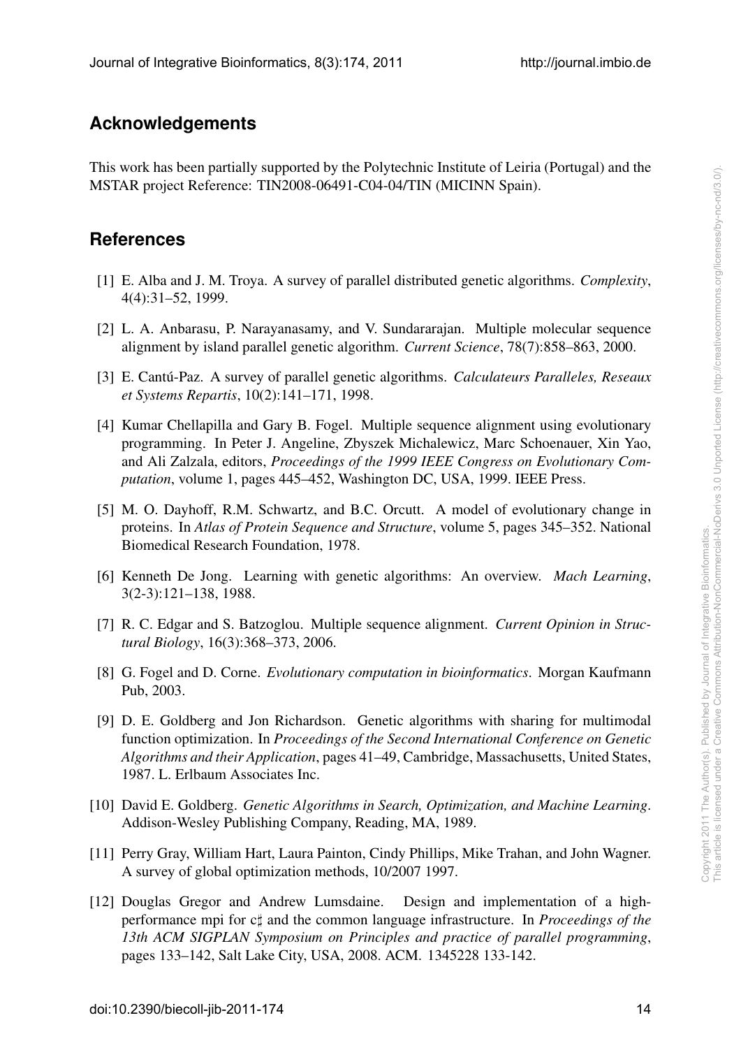## Acknowledgements

This work has been partially supported by the Polytechnic Institute of Leiria (Portugal) and the MSTAR project Reference: TIN2008-06491-C04-04/TIN (MICINN Spain).

## References

[1] E. Alba and J. M. Troya. A survey of parallel distributed genetic algorithms. *Complexity*, 4(4):31–52, 1999.

[2] L. A. Anbarasu, P. Narayanasamy, and V. Sundararajan. Multiple molecular sequence alignment by island parallel genetic algorithm. *Current Science*, 78(7):858–863, 2000.

[3] E. Cantú-Paz. A survey of parallel genetic algorithms. *Calculateurs Paralleles, Reseaux et Systems Repartis*, 10(2):141–171, 1998.

[4] Kumar Chellapilla and Gary B. Fogel. Multiple sequence alignment using evolutionary programming. In Peter J. Angeline, Zbyszek Michalewicz, Marc Schoenauer, Xin Yao, and Ali Zalzala, editors, *Proceedings of the 1999 IEEE Congress on Evolutionary Computation*, volume 1, pages 445–452, Washington DC, USA, 1999. IEEE Press.

[5] M. O. Dayhoff, R.M. Schwartz, and B.C. Orcutt. A model of evolutionary change in proteins. In *Atlas of Protein Sequence and Structure*, volume 5, pages 345–352. National Biomedical Research Foundation, 1978.

[6] Kenneth De Jong. Learning with genetic algorithms: An overview. *Mach Learning*, 3(2-3):121–138, 1988.

[7] R. C. Edgar and S. Batzoglou. Multiple sequence alignment. *Current Opinion in Structural Biology*, 16(3):368–373, 2006.

[8] G. Fogel and D. Corne. *Evolutionary computation in bioinformatics*. Morgan Kaufmann Pub, 2003.

[9] D. E. Goldberg and Jon Richardson. Genetic algorithms with sharing for multimodal function optimization. In *Proceedings of the Second International Conference on Genetic Algorithms and their Application*, pages 41–49, Cambridge, Massachusetts, United States, 1987. L. Erlbaum Associates Inc.

[10] David E. Goldberg. *Genetic Algorithms in Search, Optimization, and Machine Learning*. Addison-Wesley Publishing Company, Reading, MA, 1989.

[11] Perry Gray, William Hart, Laura Painton, Cindy Phillips, Mike Trahan, and John Wagner. A survey of global optimization methods, 10/2007 1997.

[12] Douglas Gregor and Andrew Lumsdaine. Design and implementation of a high-performance mpi for c♯ and the common language infrastructure. In *Proceedings of the 13th ACM SIGPLAN Symposium on Principles and practice of parallel programming*, pages 133–142, Salt Lake City, USA, 2008. ACM. 1345228 133-142.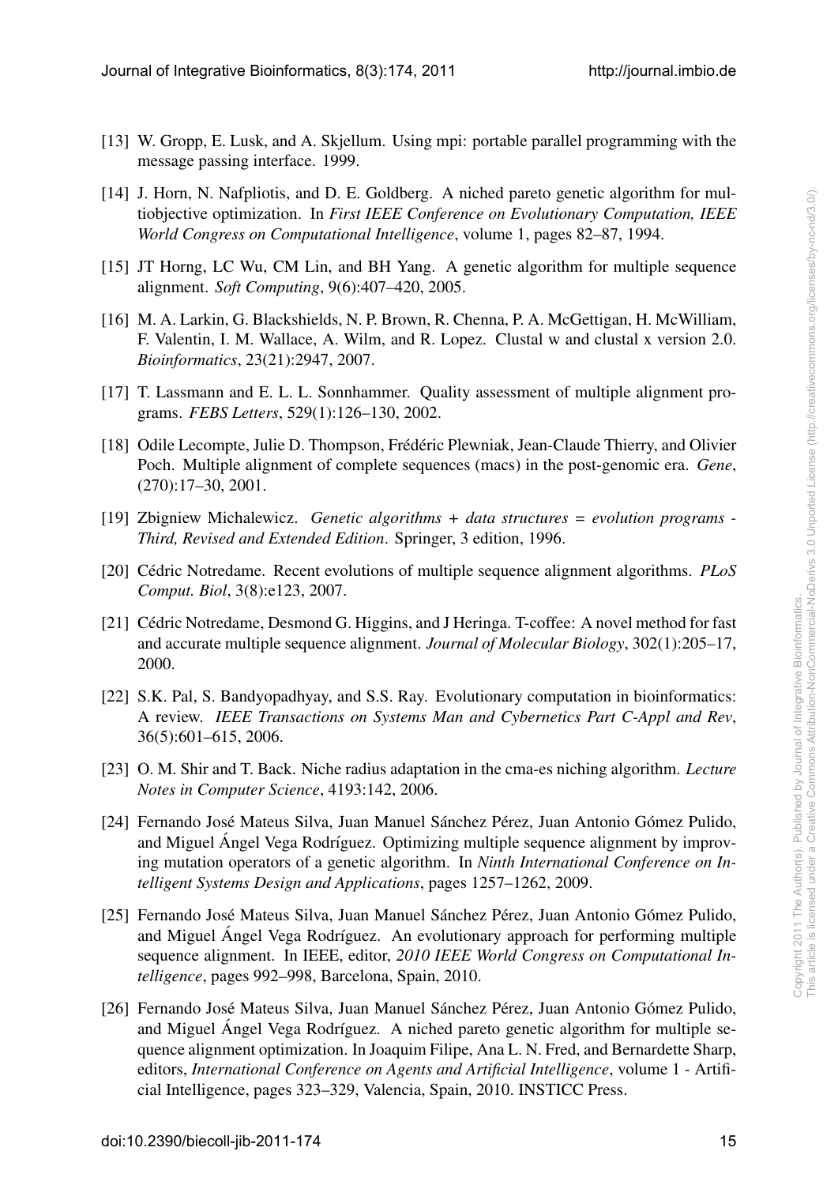[13] W. Gropp, E. Lusk, and A. Skjellum. Using mpi: portable parallel programming with the message passing interface. 1999.

[14] J. Horn, N. Nafpliotis, and D. E. Goldberg. A niched pareto genetic algorithm for multiobjective optimization. In *First IEEE Conference on Evolutionary Computation, IEEE World Congress on Computational Intelligence*, volume 1, pages 82–87, 1994.

[15] JT Horng, LC Wu, CM Lin, and BH Yang. A genetic algorithm for multiple sequence alignment. *Soft Computing*, 9(6):407–420, 2005.

[16] M. A. Larkin, G. Blackshields, N. P. Brown, R. Chenna, P. A. McGettigan, H. McWilliam, F. Valentin, I. M. Wallace, A. Wilm, and R. Lopez. Clustal w and clustal x version 2.0. *Bioinformatics*, 23(21):2947, 2007.

[17] T. Lassmann and E. L. L. Sonnhammer. Quality assessment of multiple alignment programs. *FEBS Letters*, 529(1):126–130, 2002.

[18] Odile Lecompte, Julie D. Thompson, Frédéric Plewniak, Jean-Claude Thierry, and Olivier Poch. Multiple alignment of complete sequences (macs) in the post-genomic era. *Gene*, (270):17–30, 2001.

[19] Zbigniew Michalewicz. *Genetic algorithms + data structures = evolution programs - Third, Revised and Extended Edition*. Springer, 3 edition, 1996.

[20] Cédric Notredame. Recent evolutions of multiple sequence alignment algorithms. *PLoS Comput. Biol*, 3(8):e123, 2007.

[21] Cédric Notredame, Desmond G. Higgins, and J Heringa. T-coffee: A novel method for fast and accurate multiple sequence alignment. *Journal of Molecular Biology*, 302(1):205–17, 2000.

[22] S.K. Pal, S. Bandyopadhyay, and S.S. Ray. Evolutionary computation in bioinformatics: A review. *IEEE Transactions on Systems Man and Cybernetics Part C-Appl and Rev*, 36(5):601–615, 2006.

[23] O. M. Shir and T. Back. Niche radius adaptation in the cma-es niching algorithm. *Lecture Notes in Computer Science*, 4193:142, 2006.

[24] Fernando José Mateus Silva, Juan Manuel Sánchez Pérez, Juan Antonio Gómez Pulido, and Miguel Ángel Vega Rodríguez. Optimizing multiple sequence alignment by improving mutation operators of a genetic algorithm. In *Ninth International Conference on Intelligent Systems Design and Applications*, pages 1257–1262, 2009.

[25] Fernando José Mateus Silva, Juan Manuel Sánchez Pérez, Juan Antonio Gómez Pulido, and Miguel Ángel Vega Rodríguez. An evolutionary approach for performing multiple sequence alignment. In IEEE, editor, *2010 IEEE World Congress on Computational Intelligence*, pages 992–998, Barcelona, Spain, 2010.

[26] Fernando José Mateus Silva, Juan Manuel Sánchez Pérez, Juan Antonio Gómez Pulido, and Miguel Ángel Vega Rodríguez. A niched pareto genetic algorithm for multiple sequence alignment optimization. In Joaquim Filipe, Ana L. N. Fred, and Bernardette Sharp, editors, *International Conference on Agents and Artificial Intelligence*, volume 1 - Artificial Intelligence, pages 323–329, Valencia, Spain, 2010. INSTICC Press.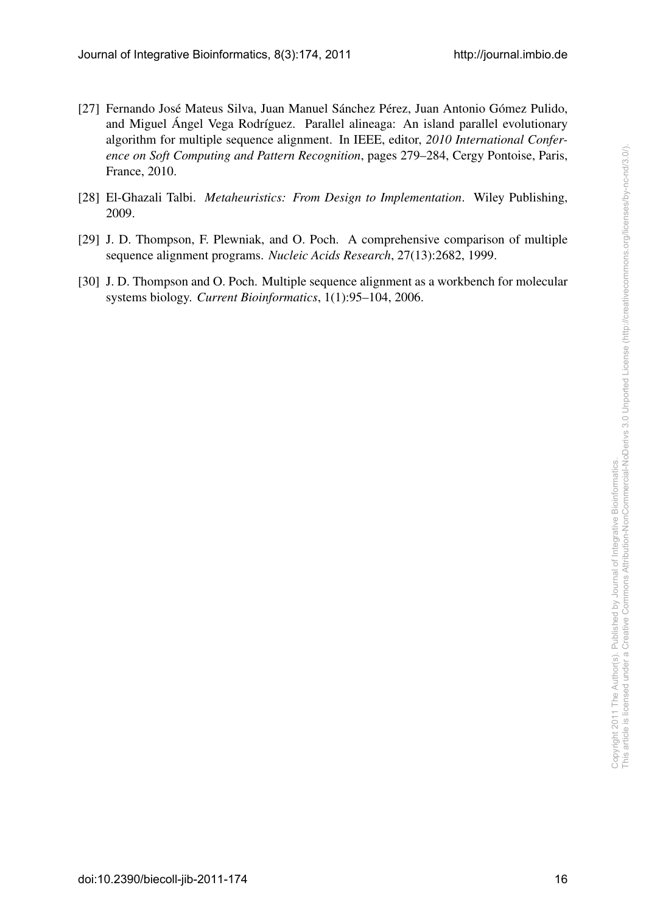[27] Fernando José Mateus Silva, Juan Manuel Sánchez Pérez, Juan Antonio Gómez Pulido, and Miguel Ángel Vega Rodríguez. Parallel alineaga: An island parallel evolutionary algorithm for multiple sequence alignment. In IEEE, editor, *2010 International Conference on Soft Computing and Pattern Recognition*, pages 279–284, Cergy Pontoise, Paris, France, 2010.

[28] El-Ghazali Talbi. *Metaheuristics: From Design to Implementation*. Wiley Publishing, 2009.

[29] J. D. Thompson, F. Plewniak, and O. Poch. A comprehensive comparison of multiple sequence alignment programs. *Nucleic Acids Research*, 27(13):2682, 1999.

[30] J. D. Thompson and O. Poch. Multiple sequence alignment as a workbench for molecular systems biology. *Current Bioinformatics*, 1(1):95–104, 2006.

Copyright 2011 The Author(s). Published by Journal of Integrative Bioinformatics.
This article is licensed under a Creative Commons Attribution-NonCommercial-NoDerivs 3.0 Unported License (http://creativecommons.org/licenses/by-nc-nd/3.0/).